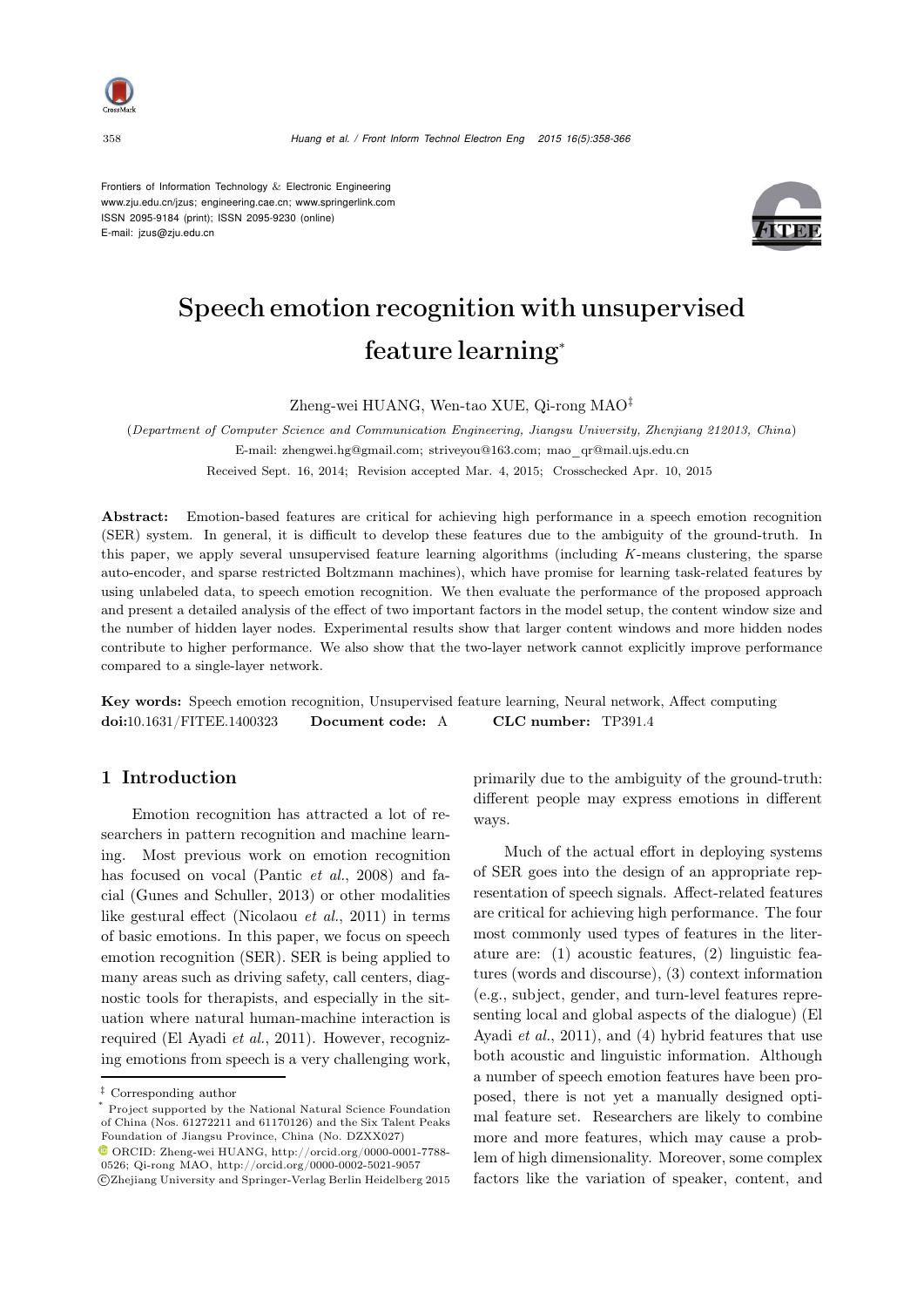Frontiers of Information Technology & Electronic Engineering
www.zju.edu.cn/jzus; engineering.cae.cn; www.springerlink.com
ISSN 2095-9184 (print); ISSN 2095-9230 (online)
E-mail: jzus@zju.edu.cn

# Speech emotion recognition with unsupervised feature learning*

Zheng-wei HUANG, Wen-tao XUE, Qi-rong MAO‡

(*Department of Computer Science and Communication Engineering, Jiangsu University, Zhenjiang 212013, China*)

E-mail: zhengwei.hg@gmail.com; striveyou@163.com; mao_qr@mail.ujs.edu.cn

Received Sept. 16, 2014; Revision accepted Mar. 4, 2015; Crosschecked Apr. 10, 2015

**Abstract:** Emotion-based features are critical for achieving high performance in a speech emotion recognition (SER) system. In general, it is difficult to develop these features due to the ambiguity of the ground-truth. In this paper, we apply several unsupervised feature learning algorithms (including $K$-means clustering, the sparse auto-encoder, and sparse restricted Boltzmann machines), which have promise for learning task-related features by using unlabeled data, to speech emotion recognition. We then evaluate the performance of the proposed approach and present a detailed analysis of the effect of two important factors in the model setup, the content window size and the number of hidden layer nodes. Experimental results show that larger content windows and more hidden nodes contribute to higher performance. We also show that the two-layer network cannot explicitly improve performance compared to a single-layer network.

**Key words:** Speech emotion recognition, Unsupervised feature learning, Neural network, Affect computing
**doi:**10.1631/FITEE.1400323 **Document code:** A **CLC number:** TP391.4

## 1 Introduction

Emotion recognition has attracted a lot of researchers in pattern recognition and machine learning. Most previous work on emotion recognition has focused on vocal (Pantic *et al.*, 2008) and facial (Gunes and Schuller, 2013) or other modalities like gestural effect (Nicolaou *et al.*, 2011) in terms of basic emotions. In this paper, we focus on speech emotion recognition (SER). SER is being applied to many areas such as driving safety, call centers, diagnostic tools for therapists, and especially in the situation where natural human-machine interaction is required (El Ayadi *et al.*, 2011). However, recognizing emotions from speech is a very challenging work, primarily due to the ambiguity of the ground-truth: different people may express emotions in different ways.

Much of the actual effort in deploying systems of SER goes into the design of an appropriate representation of speech signals. Affect-related features are critical for achieving high performance. The four most commonly used types of features in the literature are: (1) acoustic features, (2) linguistic features (words and discourse), (3) context information (e.g., subject, gender, and turn-level features representing local and global aspects of the dialogue) (El Ayadi *et al.*, 2011), and (4) hybrid features that use both acoustic and linguistic information. Although a number of speech emotion features have been proposed, there is not yet a manually designed optimal feature set. Researchers are likely to combine more and more features, which may cause a problem of high dimensionality. Moreover, some complex factors like the variation of speaker, content, and

‡ Corresponding author

\* Project supported by the National Natural Science Foundation of China (Nos. 61272211 and 61170126) and the Six Talent Peaks Foundation of Jiangsu Province, China (No. DZXX027)

ORCID: Zheng-wei HUANG, http://orcid.org/0000-0001-7788-0526; Qi-rong MAO, http://orcid.org/0000-0002-5021-9057

©Zhejiang University and Springer-Verlag Berlin Heidelberg 2015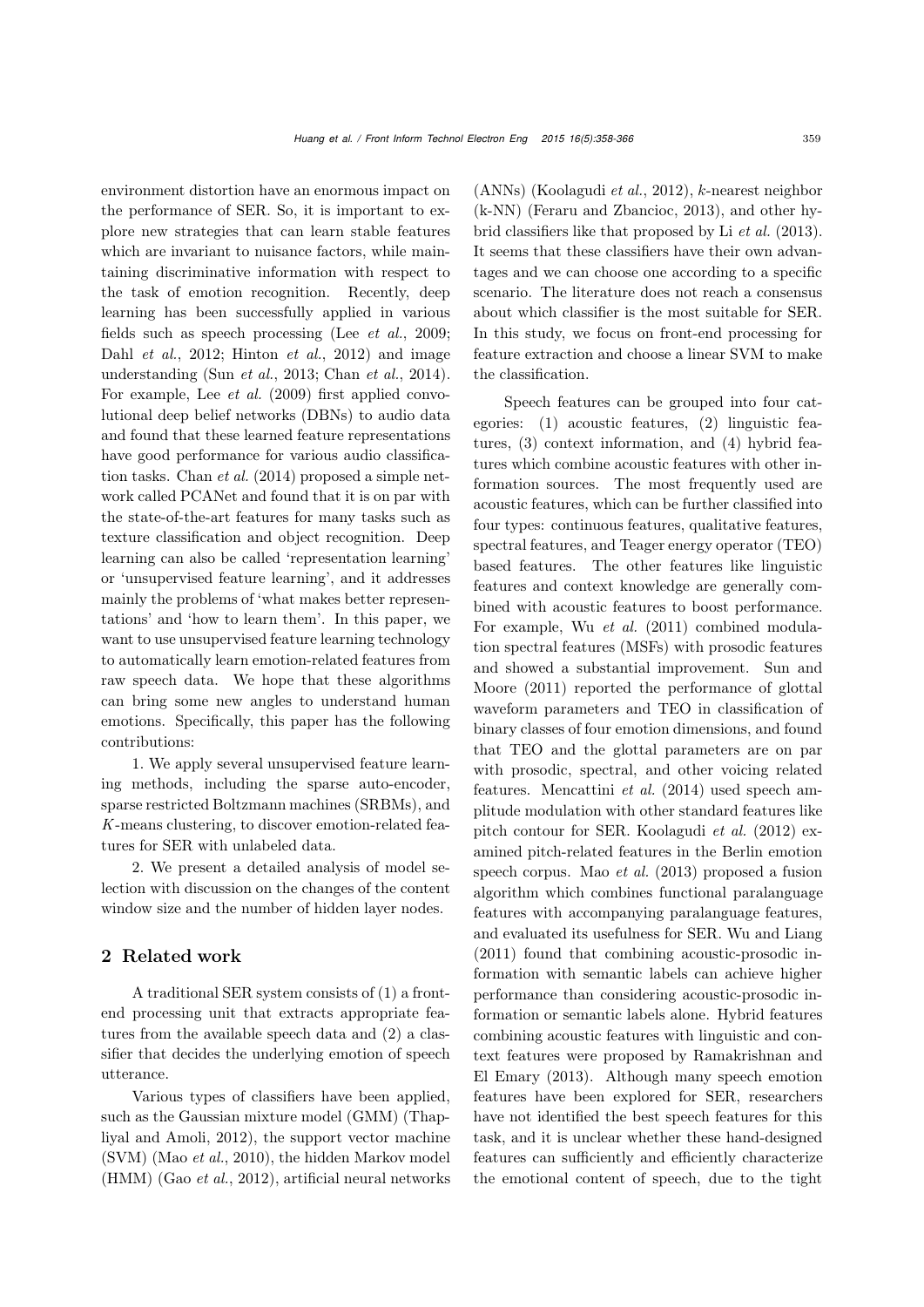environment distortion have an enormous impact on the performance of SER. So, it is important to explore new strategies that can learn stable features which are invariant to nuisance factors, while maintaining discriminative information with respect to the task of emotion recognition. Recently, deep learning has been successfully applied in various fields such as speech processing (Lee *et al.*, 2009; Dahl *et al.*, 2012; Hinton *et al.*, 2012) and image understanding (Sun *et al.*, 2013; Chan *et al.*, 2014). For example, Lee *et al.* (2009) first applied convolutional deep belief networks (DBNs) to audio data and found that these learned feature representations have good performance for various audio classification tasks. Chan *et al.* (2014) proposed a simple network called PCANet and found that it is on par with the state-of-the-art features for many tasks such as texture classification and object recognition. Deep learning can also be called 'representation learning' or 'unsupervised feature learning', and it addresses mainly the problems of 'what makes better representations' and 'how to learn them'. In this paper, we want to use unsupervised feature learning technology to automatically learn emotion-related features from raw speech data. We hope that these algorithms can bring some new angles to understand human emotions. Specifically, this paper has the following contributions:

1. We apply several unsupervised feature learning methods, including the sparse auto-encoder, sparse restricted Boltzmann machines (SRBMs), and $K$-means clustering, to discover emotion-related features for SER with unlabeled data.

2. We present a detailed analysis of model selection with discussion on the changes of the content window size and the number of hidden layer nodes.

## 2 Related work

A traditional SER system consists of (1) a front-end processing unit that extracts appropriate features from the available speech data and (2) a classifier that decides the underlying emotion of speech utterance.

Various types of classifiers have been applied, such as the Gaussian mixture model (GMM) (Thapliyal and Amoli, 2012), the support vector machine (SVM) (Mao *et al.*, 2010), the hidden Markov model (HMM) (Gao *et al.*, 2012), artificial neural networks (ANNs) (Koolagudi *et al.*, 2012), $k$-nearest neighbor (k-NN) (Feraru and Zbancioc, 2013), and other hybrid classifiers like that proposed by Li *et al.* (2013). It seems that these classifiers have their own advantages and we can choose one according to a specific scenario. The literature does not reach a consensus about which classifier is the most suitable for SER. In this study, we focus on front-end processing for feature extraction and choose a linear SVM to make the classification.

Speech features can be grouped into four categories: (1) acoustic features, (2) linguistic features, (3) context information, and (4) hybrid features which combine acoustic features with other information sources. The most frequently used are acoustic features, which can be further classified into four types: continuous features, qualitative features, spectral features, and Teager energy operator (TEO) based features. The other features like linguistic features and context knowledge are generally combined with acoustic features to boost performance. For example, Wu *et al.* (2011) combined modulation spectral features (MSFs) with prosodic features and showed a substantial improvement. Sun and Moore (2011) reported the performance of glottal waveform parameters and TEO in classification of binary classes of four emotion dimensions, and found that TEO and the glottal parameters are on par with prosodic, spectral, and other voicing related features. Mencattini *et al.* (2014) used speech amplitude modulation with other standard features like pitch contour for SER. Koolagudi *et al.* (2012) examined pitch-related features in the Berlin emotion speech corpus. Mao *et al.* (2013) proposed a fusion algorithm which combines functional paralanguage features with accompanying paralanguage features, and evaluated its usefulness for SER. Wu and Liang (2011) found that combining acoustic-prosodic information with semantic labels can achieve higher performance than considering acoustic-prosodic information or semantic labels alone. Hybrid features combining acoustic features with linguistic and context features were proposed by Ramakrishnan and El Emary (2013). Although many speech emotion features have been explored for SER, researchers have not identified the best speech features for this task, and it is unclear whether these hand-designed features can sufficiently and efficiently characterize the emotional content of speech, due to the tight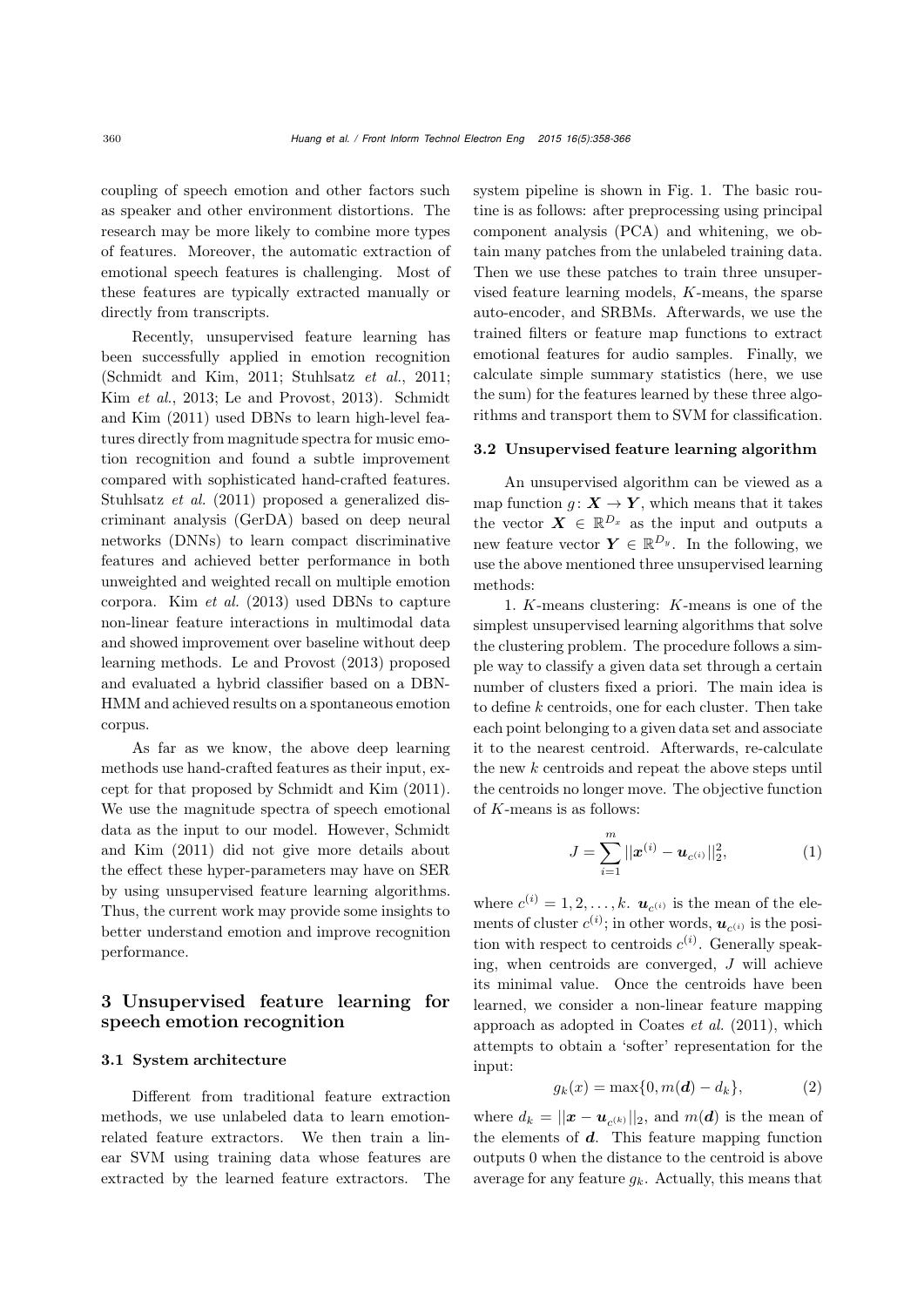coupling of speech emotion and other factors such as speaker and other environment distortions. The research may be more likely to combine more types of features. Moreover, the automatic extraction of emotional speech features is challenging. Most of these features are typically extracted manually or directly from transcripts.

Recently, unsupervised feature learning has been successfully applied in emotion recognition (Schmidt and Kim, 2011; Stuhlsatz *et al.*, 2011; Kim *et al.*, 2013; Le and Provost, 2013). Schmidt and Kim (2011) used DBNs to learn high-level features directly from magnitude spectra for music emotion recognition and found a subtle improvement compared with sophisticated hand-crafted features. Stuhlsatz *et al.* (2011) proposed a generalized discriminant analysis (GerDA) based on deep neural networks (DNNs) to learn compact discriminative features and achieved better performance in both unweighted and weighted recall on multiple emotion corpora. Kim *et al.* (2013) used DBNs to capture non-linear feature interactions in multimodal data and showed improvement over baseline without deep learning methods. Le and Provost (2013) proposed and evaluated a hybrid classifier based on a DBN-HMM and achieved results on a spontaneous emotion corpus.

As far as we know, the above deep learning methods use hand-crafted features as their input, except for that proposed by Schmidt and Kim (2011). We use the magnitude spectra of speech emotional data as the input to our model. However, Schmidt and Kim (2011) did not give more details about the effect these hyper-parameters may have on SER by using unsupervised feature learning algorithms. Thus, the current work may provide some insights to better understand emotion and improve recognition performance.

## 3 Unsupervised feature learning for speech emotion recognition

### 3.1 System architecture

Different from traditional feature extraction methods, we use unlabeled data to learn emotion-related feature extractors. We then train a linear SVM using training data whose features are extracted by the learned feature extractors. The system pipeline is shown in Fig. 1. The basic routine is as follows: after preprocessing using principal component analysis (PCA) and whitening, we obtain many patches from the unlabeled training data. Then we use these patches to train three unsupervised feature learning models, $K$-means, the sparse auto-encoder, and SRBMs. Afterwards, we use the trained filters or feature map functions to extract emotional features for audio samples. Finally, we calculate simple summary statistics (here, we use the sum) for the features learned by these three algorithms and transport them to SVM for classification.

### 3.2 Unsupervised feature learning algorithm

An unsupervised algorithm can be viewed as a map function $g\colon \boldsymbol{X} \rightarrow \boldsymbol{Y}$, which means that it takes the vector $\boldsymbol{X} \in \mathbb{R}^{D_x}$ as the input and outputs a new feature vector $\boldsymbol{Y} \in \mathbb{R}^{D_y}$. In the following, we use the above mentioned three unsupervised learning methods:

1. $K$-means clustering: $K$-means is one of the simplest unsupervised learning algorithms that solve the clustering problem. The procedure follows a simple way to classify a given data set through a certain number of clusters fixed a priori. The main idea is to define $k$ centroids, one for each cluster. Then take each point belonging to a given data set and associate it to the nearest centroid. Afterwards, re-calculate the new $k$ centroids and repeat the above steps until the centroids no longer move. The objective function of $K$-means is as follows:

$$J = \sum_{i=1}^{m} ||\boldsymbol{x}^{(i)} - \boldsymbol{u}_{c^{(i)}}||_2^2, \tag{1}$$

where $c^{(i)} = 1, 2, \ldots, k$. $\boldsymbol{u}_{c^{(i)}}$ is the mean of the elements of cluster $c^{(i)}$; in other words, $\boldsymbol{u}_{c^{(i)}}$ is the position with respect to centroids $c^{(i)}$. Generally speaking, when centroids are converged, $J$ will achieve its minimal value. Once the centroids have been learned, we consider a non-linear feature mapping approach as adopted in Coates *et al.* (2011), which attempts to obtain a 'softer' representation for the input:

$$g_k(x) = \max\{0, m(\boldsymbol{d}) - d_k\}, \tag{2}$$

where $d_k = ||\boldsymbol{x} - \boldsymbol{u}_{c^{(k)}}||_2$, and $m(\boldsymbol{d})$ is the mean of the elements of $\boldsymbol{d}$. This feature mapping function outputs 0 when the distance to the centroid is above average for any feature $g_k$. Actually, this means that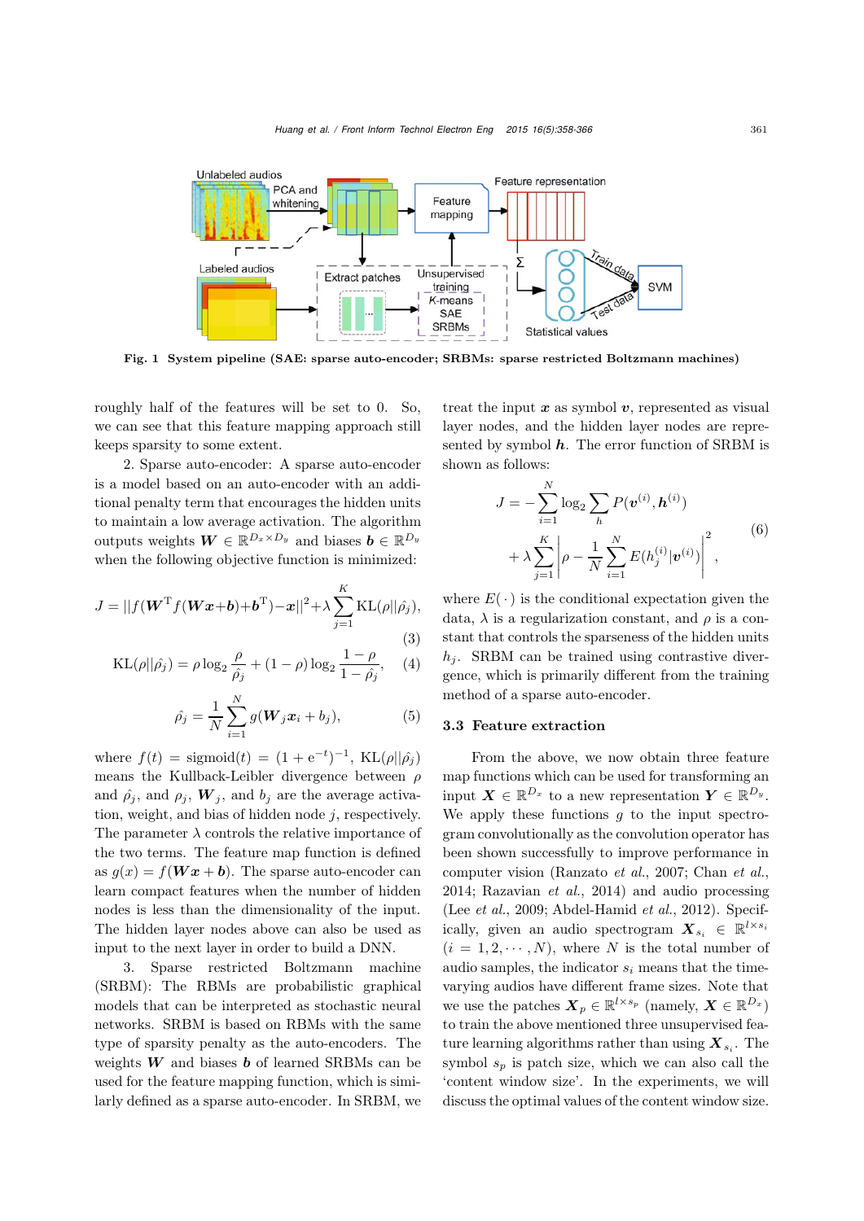Fig. 1 System pipeline (SAE: sparse auto-encoder; SRBMs: sparse restricted Boltzmann machines)

roughly half of the features will be set to 0. So, we can see that this feature mapping approach still keeps sparsity to some extent.

2. Sparse auto-encoder: A sparse auto-encoder is a model based on an auto-encoder with an additional penalty term that encourages the hidden units to maintain a low average activation. The algorithm outputs weights $\boldsymbol{W} \in \mathbb{R}^{D_x \times D_y}$ and biases $\boldsymbol{b} \in \mathbb{R}^{D_y}$ when the following objective function is minimized:

$$J = ||f(\boldsymbol{W}^{\mathrm{T}} f(\boldsymbol{W}\boldsymbol{x}+\boldsymbol{b})+\boldsymbol{b}^{\mathrm{T}})-\boldsymbol{x}||^2+\lambda \sum_{j=1}^{K} \mathrm{KL}(\rho||\hat{\rho}_j), \tag{3}$$

$$\mathrm{KL}(\rho||\hat{\rho}_j) = \rho \log_2 \frac{\rho}{\hat{\rho}_j} + (1-\rho)\log_2 \frac{1-\rho}{1-\hat{\rho}_j}, \tag{4}$$

$$\hat{\rho}_j = \frac{1}{N}\sum_{i=1}^{N} g(\boldsymbol{W}_j \boldsymbol{x}_i + b_j), \tag{5}$$

where $f(t) = \mathrm{sigmoid}(t) = (1+\mathrm{e}^{-t})^{-1}$, $\mathrm{KL}(\rho||\hat{\rho}_j)$ means the Kullback-Leibler divergence between $\rho$ and $\hat{\rho}_j$, and $\rho_j$, $\boldsymbol{W}_j$, and $b_j$ are the average activation, weight, and bias of hidden node $j$, respectively. The parameter $\lambda$ controls the relative importance of the two terms. The feature map function is defined as $g(x) = f(\boldsymbol{W}\boldsymbol{x}+\boldsymbol{b})$. The sparse auto-encoder can learn compact features when the number of hidden nodes is less than the dimensionality of the input. The hidden layer nodes above can also be used as input to the next layer in order to build a DNN.

3. Sparse restricted Boltzmann machine (SRBM): The RBMs are probabilistic graphical models that can be interpreted as stochastic neural networks. SRBM is based on RBMs with the same type of sparsity penalty as the auto-encoders. The weights $\boldsymbol{W}$ and biases $\boldsymbol{b}$ of learned SRBMs can be used for the feature mapping function, which is similarly defined as a sparse auto-encoder. In SRBM, we treat the input $\boldsymbol{x}$ as symbol $\boldsymbol{v}$, represented as visual layer nodes, and the hidden layer nodes are represented by symbol $\boldsymbol{h}$. The error function of SRBM is shown as follows:

$$\begin{aligned} J = &-\sum_{i=1}^{N} \log_2 \sum_{h} P(\boldsymbol{v}^{(i)}, \boldsymbol{h}^{(i)}) \\ &+\lambda \sum_{j=1}^{K} \left| \rho - \frac{1}{N}\sum_{i=1}^{N} E(h_j^{(i)}|\boldsymbol{v}^{(i)}) \right|^2, \end{aligned} \tag{6}$$

where $E(\cdot)$ is the conditional expectation given the data, $\lambda$ is a regularization constant, and $\rho$ is a constant that controls the sparseness of the hidden units $h_j$. SRBM can be trained using contrastive divergence, which is primarily different from the training method of a sparse auto-encoder.

### 3.3 Feature extraction

From the above, we now obtain three feature map functions which can be used for transforming an input $\boldsymbol{X} \in \mathbb{R}^{D_x}$ to a new representation $\boldsymbol{Y} \in \mathbb{R}^{D_y}$. We apply these functions $g$ to the input spectrogram convolutionally as the convolution operator has been shown successfully to improve performance in computer vision (Ranzato *et al.*, 2007; Chan *et al.*, 2014; Razavian *et al.*, 2014) and audio processing (Lee *et al.*, 2009; Abdel-Hamid *et al.*, 2012). Specifically, given an audio spectrogram $\boldsymbol{X}_{s_i} \in \mathbb{R}^{l \times s_i}$ ($i = 1, 2, \cdots, N$), where $N$ is the total number of audio samples, the indicator $s_i$ means that the time-varying audios have different frame sizes. Note that we use the patches $\boldsymbol{X}_p \in \mathbb{R}^{l \times s_p}$ (namely, $\boldsymbol{X} \in \mathbb{R}^{D_x}$) to train the above mentioned three unsupervised feature learning algorithms rather than using $\boldsymbol{X}_{s_i}$. The symbol $s_p$ is patch size, which we can also call the 'content window size'. In the experiments, we will discuss the optimal values of the content window size.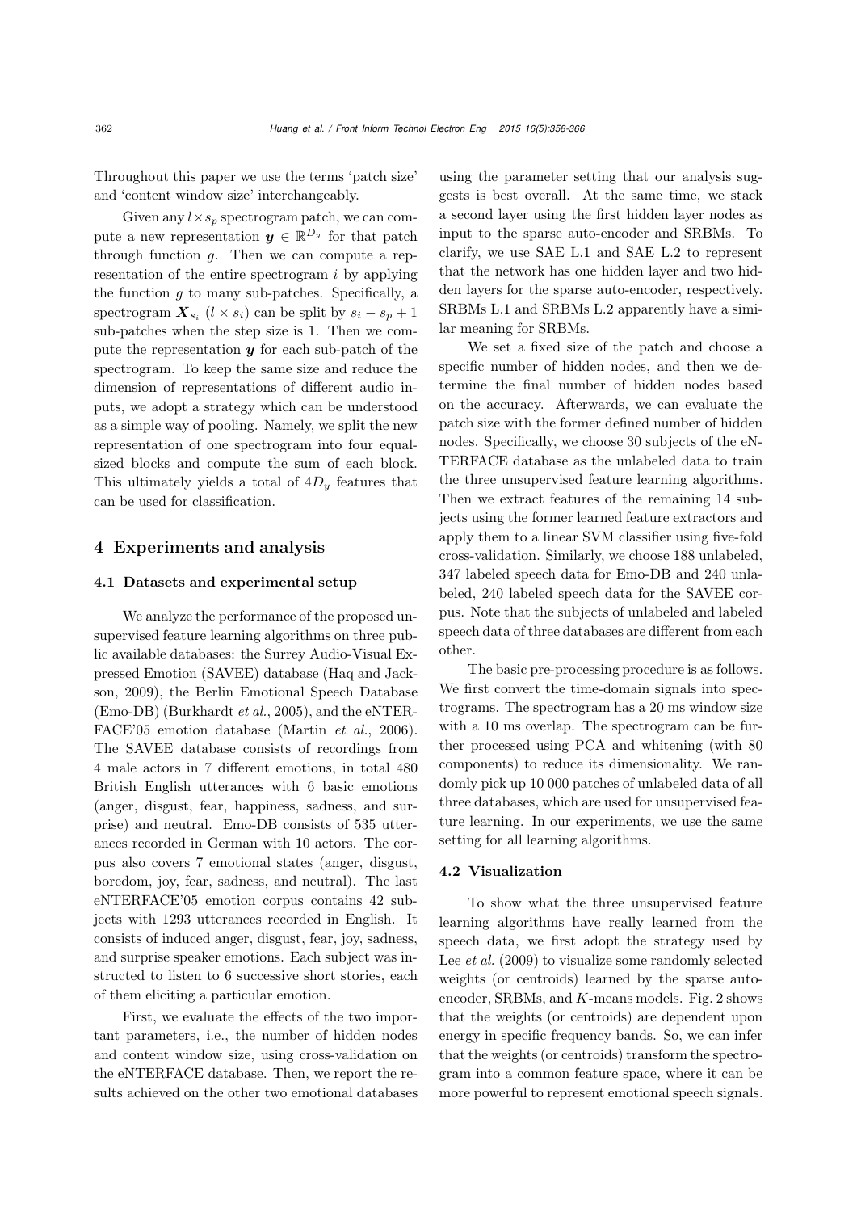Throughout this paper we use the terms 'patch size' and 'content window size' interchangeably.

Given any $l \times s_p$ spectrogram patch, we can compute a new representation $\boldsymbol{y} \in \mathbb{R}^{D_y}$ for that patch through function $g$. Then we can compute a representation of the entire spectrogram $i$ by applying the function $g$ to many sub-patches. Specifically, a spectrogram $\boldsymbol{X}_{s_i}$ ($l \times s_i$) can be split by $s_i - s_p + 1$ sub-patches when the step size is 1. Then we compute the representation $\boldsymbol{y}$ for each sub-patch of the spectrogram. To keep the same size and reduce the dimension of representations of different audio inputs, we adopt a strategy which can be understood as a simple way of pooling. Namely, we split the new representation of one spectrogram into four equal-sized blocks and compute the sum of each block. This ultimately yields a total of $4D_y$ features that can be used for classification.

## 4 Experiments and analysis

### 4.1 Datasets and experimental setup

We analyze the performance of the proposed unsupervised feature learning algorithms on three public available databases: the Surrey Audio-Visual Expressed Emotion (SAVEE) database (Haq and Jackson, 2009), the Berlin Emotional Speech Database (Emo-DB) (Burkhardt *et al.*, 2005), and the eNTERFACE'05 emotion database (Martin *et al.*, 2006). The SAVEE database consists of recordings from 4 male actors in 7 different emotions, in total 480 British English utterances with 6 basic emotions (anger, disgust, fear, happiness, sadness, and surprise) and neutral. Emo-DB consists of 535 utterances recorded in German with 10 actors. The corpus also covers 7 emotional states (anger, disgust, boredom, joy, fear, sadness, and neutral). The last eNTERFACE'05 emotion corpus contains 42 subjects with 1293 utterances recorded in English. It consists of induced anger, disgust, fear, joy, sadness, and surprise speaker emotions. Each subject was instructed to listen to 6 successive short stories, each of them eliciting a particular emotion.

First, we evaluate the effects of the two important parameters, i.e., the number of hidden nodes and content window size, using cross-validation on the eNTERFACE database. Then, we report the results achieved on the other two emotional databases using the parameter setting that our analysis suggests is best overall. At the same time, we stack a second layer using the first hidden layer nodes as input to the sparse auto-encoder and SRBMs. To clarify, we use SAE L.1 and SAE L.2 to represent that the network has one hidden layer and two hidden layers for the sparse auto-encoder, respectively. SRBMs L.1 and SRBMs L.2 apparently have a similar meaning for SRBMs.

We set a fixed size of the patch and choose a specific number of hidden nodes, and then we determine the final number of hidden nodes based on the accuracy. Afterwards, we can evaluate the patch size with the former defined number of hidden nodes. Specifically, we choose 30 subjects of the eNTERFACE database as the unlabeled data to train the three unsupervised feature learning algorithms. Then we extract features of the remaining 14 subjects using the former learned feature extractors and apply them to a linear SVM classifier using five-fold cross-validation. Similarly, we choose 188 unlabeled, 347 labeled speech data for Emo-DB and 240 unlabeled, 240 labeled speech data for the SAVEE corpus. Note that the subjects of unlabeled and labeled speech data of three databases are different from each other.

The basic pre-processing procedure is as follows. We first convert the time-domain signals into spectrograms. The spectrogram has a 20 ms window size with a 10 ms overlap. The spectrogram can be further processed using PCA and whitening (with 80 components) to reduce its dimensionality. We randomly pick up 10 000 patches of unlabeled data of all three databases, which are used for unsupervised feature learning. In our experiments, we use the same setting for all learning algorithms.

### 4.2 Visualization

To show what the three unsupervised feature learning algorithms have really learned from the speech data, we first adopt the strategy used by Lee *et al.* (2009) to visualize some randomly selected weights (or centroids) learned by the sparse auto-encoder, SRBMs, and $K$-means models. Fig. 2 shows that the weights (or centroids) are dependent upon energy in specific frequency bands. So, we can infer that the weights (or centroids) transform the spectrogram into a common feature space, where it can be more powerful to represent emotional speech signals.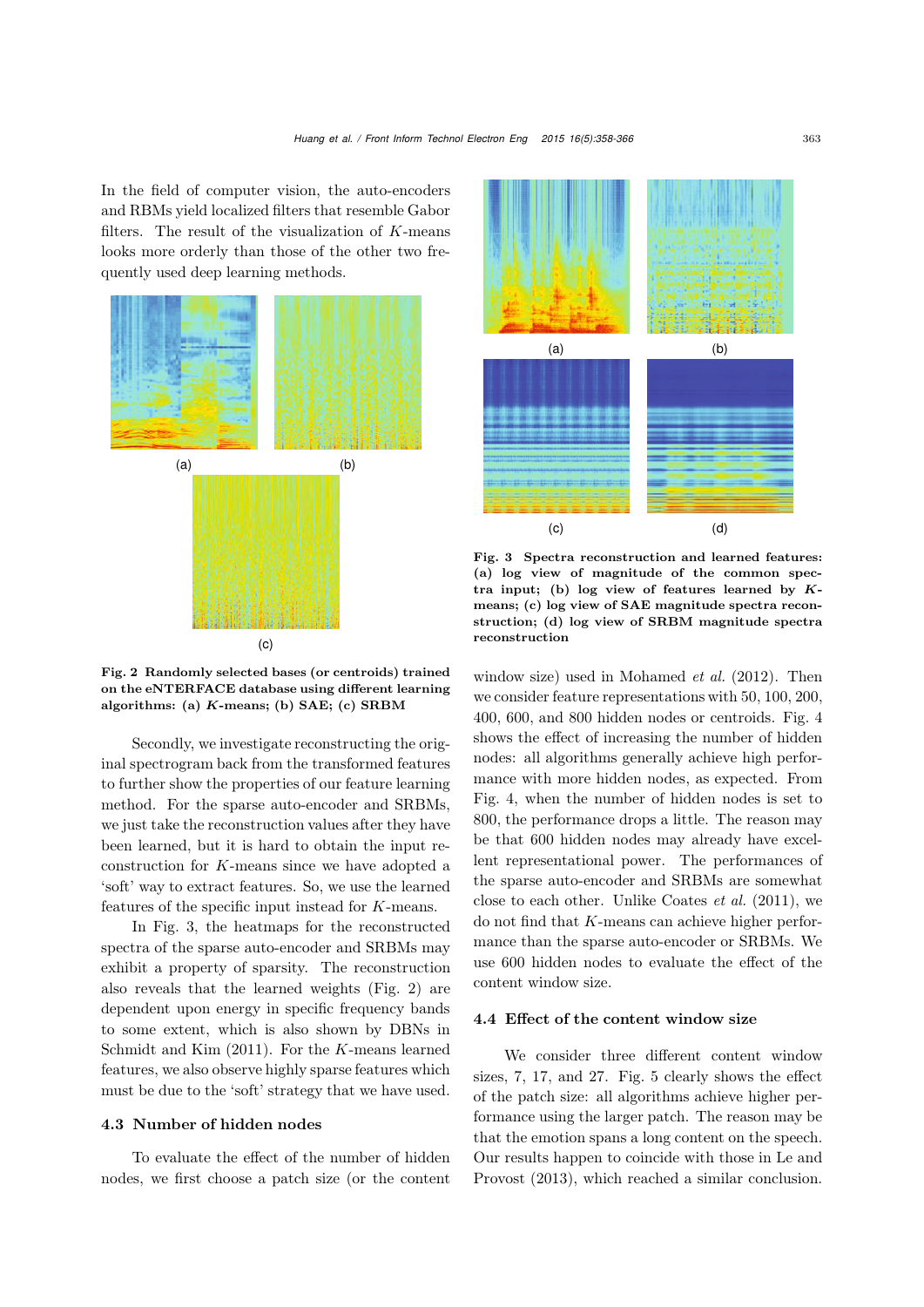In the field of computer vision, the auto-encoders and RBMs yield localized filters that resemble Gabor filters. The result of the visualization of $K$-means looks more orderly than those of the other two frequently used deep learning methods.

Fig. 2 Randomly selected bases (or centroids) trained on the eNTERFACE database using different learning algorithms: (a) $K$-means; (b) SAE; (c) SRBM

Secondly, we investigate reconstructing the original spectrogram back from the transformed features to further show the properties of our feature learning method. For the sparse auto-encoder and SRBMs, we just take the reconstruction values after they have been learned, but it is hard to obtain the input reconstruction for $K$-means since we have adopted a 'soft' way to extract features. So, we use the learned features of the specific input instead for $K$-means.

In Fig. 3, the heatmaps for the reconstructed spectra of the sparse auto-encoder and SRBMs may exhibit a property of sparsity. The reconstruction also reveals that the learned weights (Fig. 2) are dependent upon energy in specific frequency bands to some extent, which is also shown by DBNs in Schmidt and Kim (2011). For the $K$-means learned features, we also observe highly sparse features which must be due to the 'soft' strategy that we have used.

### 4.3 Number of hidden nodes

To evaluate the effect of the number of hidden nodes, we first choose a patch size (or the content window size) used in Mohamed *et al.* (2012). Then we consider feature representations with 50, 100, 200, 400, 600, and 800 hidden nodes or centroids. Fig. 4 shows the effect of increasing the number of hidden nodes: all algorithms generally achieve high performance with more hidden nodes, as expected. From Fig. 4, when the number of hidden nodes is set to 800, the performance drops a little. The reason may be that 600 hidden nodes may already have excellent representational power. The performances of the sparse auto-encoder and SRBMs are somewhat close to each other. Unlike Coates *et al.* (2011), we do not find that $K$-means can achieve higher performance than the sparse auto-encoder or SRBMs. We use 600 hidden nodes to evaluate the effect of the content window size.

Fig. 3 Spectra reconstruction and learned features: (a) log view of magnitude of the common spectra input; (b) log view of features learned by $K$-means; (c) log view of SAE magnitude spectra reconstruction; (d) log view of SRBM magnitude spectra reconstruction

### 4.4 Effect of the content window size

We consider three different content window sizes, 7, 17, and 27. Fig. 5 clearly shows the effect of the patch size: all algorithms achieve higher performance using the larger patch. The reason may be that the emotion spans a long content on the speech. Our results happen to coincide with those in Le and Provost (2013), which reached a similar conclusion.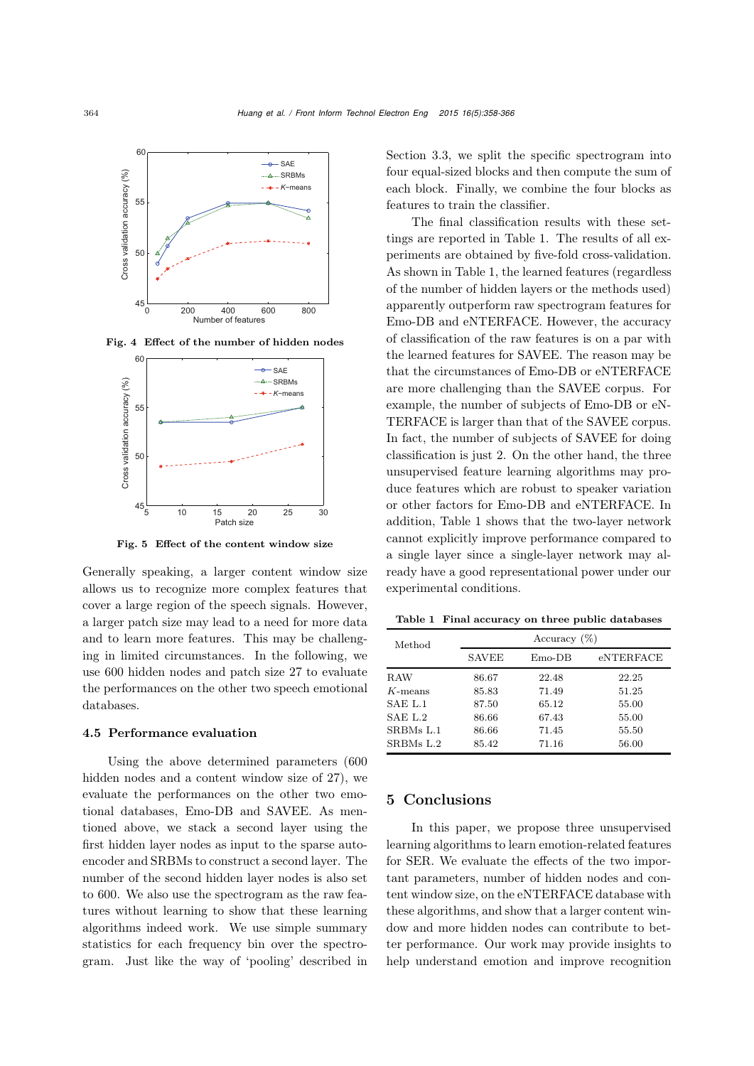Fig. 4 Effect of the number of hidden nodes

Fig. 5 Effect of the content window size

Generally speaking, a larger content window size allows us to recognize more complex features that cover a large region of the speech signals. However, a larger patch size may lead to a need for more data and to learn more features. This may be challenging in limited circumstances. In the following, we use 600 hidden nodes and patch size 27 to evaluate the performances on the other two speech emotional databases.

### 4.5 Performance evaluation

Using the above determined parameters (600 hidden nodes and a content window size of 27), we evaluate the performances on the other two emotional databases, Emo-DB and SAVEE. As mentioned above, we stack a second layer using the first hidden layer nodes as input to the sparse autoencoder and SRBMs to construct a second layer. The number of the second hidden layer nodes is also set to 600. We also use the spectrogram as the raw features without learning to show that these learning algorithms indeed work. We use simple summary statistics for each frequency bin over the spectrogram. Just like the way of 'pooling' described in Section 3.3, we split the specific spectrogram into four equal-sized blocks and then compute the sum of each block. Finally, we combine the four blocks as features to train the classifier.

The final classification results with these settings are reported in Table 1. The results of all experiments are obtained by five-fold cross-validation. As shown in Table 1, the learned features (regardless of the number of hidden layers or the methods used) apparently outperform raw spectrogram features for Emo-DB and eNTERFACE. However, the accuracy of classification of the raw features is on a par with the learned features for SAVEE. The reason may be that the circumstances of Emo-DB or eNTERFACE are more challenging than the SAVEE corpus. For example, the number of subjects of Emo-DB or eNTERFACE is larger than that of the SAVEE corpus. In fact, the number of subjects of SAVEE for doing classification is just 2. On the other hand, the three unsupervised feature learning algorithms may produce features which are robust to speaker variation or other factors for Emo-DB and eNTERFACE. In addition, Table 1 shows that the two-layer network cannot explicitly improve performance compared to a single layer since a single-layer network may already have a good representational power under our experimental conditions.

**Table 1 Final accuracy on three public databases**

| Method | Accuracy (%) | | |
|---|---|---|---|
| | SAVEE | Emo-DB | eNTERFACE |
| RAW | 86.67 | 22.48 | 22.25 |
| *K*-means | 85.83 | 71.49 | 51.25 |
| SAE L.1 | 87.50 | 65.12 | 55.00 |
| SAE L.2 | 86.66 | 67.43 | 55.00 |
| SRBMs L.1 | 86.66 | 71.45 | 55.50 |
| SRBMs L.2 | 85.42 | 71.16 | 56.00 |

## 5 Conclusions

In this paper, we propose three unsupervised learning algorithms to learn emotion-related features for SER. We evaluate the effects of the two important parameters, number of hidden nodes and content window size, on the eNTERFACE database with these algorithms, and show that a larger content window and more hidden nodes can contribute to better performance. Our work may provide insights to help understand emotion and improve recognition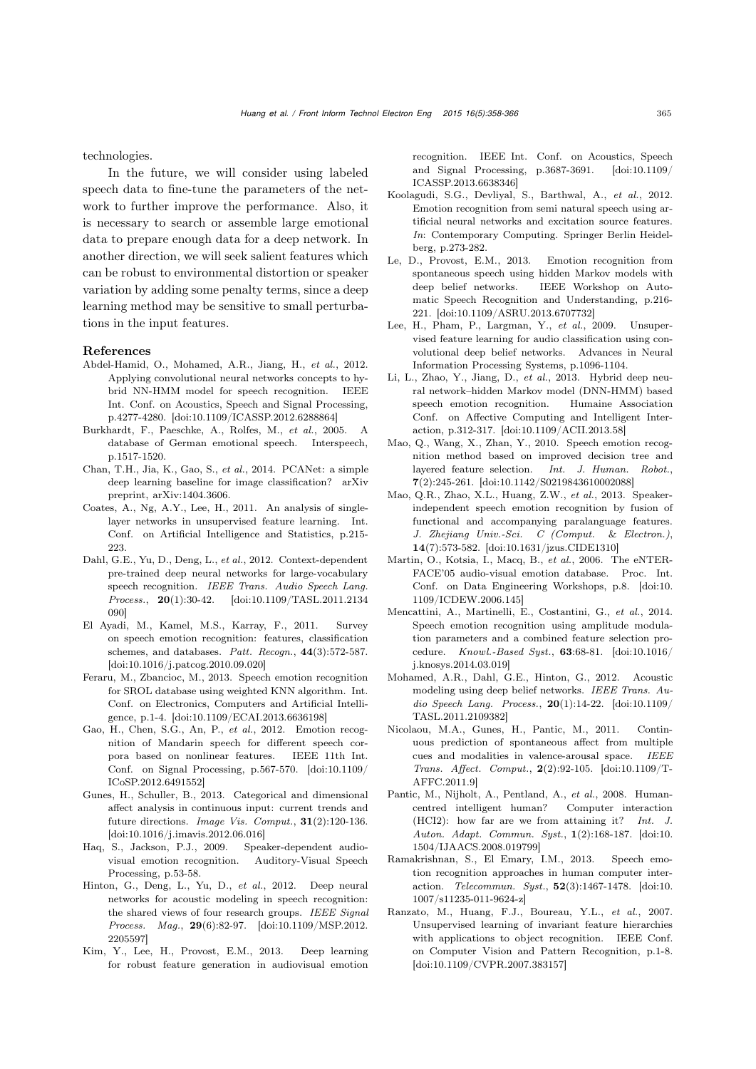technologies.

In the future, we will consider using labeled speech data to fine-tune the parameters of the network to further improve the performance. Also, it is necessary to search or assemble large emotional data to prepare enough data for a deep network. In another direction, we will seek salient features which can be robust to environmental distortion or speaker variation by adding some penalty terms, since a deep learning method may be sensitive to small perturbations in the input features.

## References

Abdel-Hamid, O., Mohamed, A.R., Jiang, H., *et al.*, 2012. Applying convolutional neural networks concepts to hybrid NN-HMM model for speech recognition. IEEE Int. Conf. on Acoustics, Speech and Signal Processing, p.4277-4280. [doi:10.1109/ICASSP.2012.6288864]

Burkhardt, F., Paeschke, A., Rolfes, M., *et al.*, 2005. A database of German emotional speech. Interspeech, p.1517-1520.

Chan, T.H., Jia, K., Gao, S., *et al.*, 2014. PCANet: a simple deep learning baseline for image classification? arXiv preprint, arXiv:1404.3606.

Coates, A., Ng, A.Y., Lee, H., 2011. An analysis of single-layer networks in unsupervised feature learning. Int. Conf. on Artificial Intelligence and Statistics, p.215-223.

Dahl, G.E., Yu, D., Deng, L., *et al.*, 2012. Context-dependent pre-trained deep neural networks for large-vocabulary speech recognition. *IEEE Trans. Audio Speech Lang. Process.*, **20**(1):30-42. [doi:10.1109/TASL.2011.2134090]

El Ayadi, M., Kamel, M.S., Karray, F., 2011. Survey on speech emotion recognition: features, classification schemes, and databases. *Patt. Recogn.*, **44**(3):572-587. [doi:10.1016/j.patcog.2010.09.020]

Feraru, M., Zbancioc, M., 2013. Speech emotion recognition for SROL database using weighted KNN algorithm. Int. Conf. on Electronics, Computers and Artificial Intelligence, p.1-4. [doi:10.1109/ECAI.2013.6636198]

Gao, H., Chen, S.G., An, P., *et al.*, 2012. Emotion recognition of Mandarin speech for different speech corpora based on nonlinear features. IEEE 11th Int. Conf. on Signal Processing, p.567-570. [doi:10.1109/ICoSP.2012.6491552]

Gunes, H., Schuller, B., 2013. Categorical and dimensional affect analysis in continuous input: current trends and future directions. *Image Vis. Comput.*, **31**(2):120-136. [doi:10.1016/j.imavis.2012.06.016]

Haq, S., Jackson, P.J., 2009. Speaker-dependent audio-visual emotion recognition. Auditory-Visual Speech Processing, p.53-58.

Hinton, G., Deng, L., Yu, D., *et al.*, 2012. Deep neural networks for acoustic modeling in speech recognition: the shared views of four research groups. *IEEE Signal Process. Mag.*, **29**(6):82-97. [doi:10.1109/MSP.2012.2205597]

Kim, Y., Lee, H., Provost, E.M., 2013. Deep learning for robust feature generation in audiovisual emotion recognition. IEEE Int. Conf. on Acoustics, Speech and Signal Processing, p.3687-3691. [doi:10.1109/ICASSP.2013.6638346]

Koolagudi, S.G., Devliyal, S., Barthwal, A., *et al.*, 2012. Emotion recognition from semi natural speech using artificial neural networks and excitation source features. *In*: Contemporary Computing. Springer Berlin Heidelberg, p.273-282.

Le, D., Provost, E.M., 2013. Emotion recognition from spontaneous speech using hidden Markov models with deep belief networks. IEEE Workshop on Automatic Speech Recognition and Understanding, p.216-221. [doi:10.1109/ASRU.2013.6707732]

Lee, H., Pham, P., Largman, Y., *et al.*, 2009. Unsupervised feature learning for audio classification using convolutional deep belief networks. Advances in Neural Information Processing Systems, p.1096-1104.

Li, L., Zhao, Y., Jiang, D., *et al.*, 2013. Hybrid deep neural network–hidden Markov model (DNN-HMM) based speech emotion recognition. Humaine Association Conf. on Affective Computing and Intelligent Interaction, p.312-317. [doi:10.1109/ACII.2013.58]

Mao, Q., Wang, X., Zhan, Y., 2010. Speech emotion recognition method based on improved decision tree and layered feature selection. *Int. J. Human. Robot.*, **7**(2):245-261. [doi:10.1142/S0219843610002088]

Mao, Q.R., Zhao, X.L., Huang, Z.W., *et al.*, 2013. Speaker-independent speech emotion recognition by fusion of functional and accompanying paralanguage features. *J. Zhejiang Univ.-Sci. C (Comput. & Electron.)*, **14**(7):573-582. [doi:10.1631/jzus.CIDE1310]

Martin, O., Kotsia, I., Macq, B., *et al.*, 2006. The eNTERFACE'05 audio-visual emotion database. Proc. Int. Conf. on Data Engineering Workshops, p.8. [doi:10.1109/ICDEW.2006.145]

Mencattini, A., Martinelli, E., Costantini, G., *et al.*, 2014. Speech emotion recognition using amplitude modulation parameters and a combined feature selection procedure. *Knowl.-Based Syst.*, **63**:68-81. [doi:10.1016/j.knosys.2014.03.019]

Mohamed, A.R., Dahl, G.E., Hinton, G., 2012. Acoustic modeling using deep belief networks. *IEEE Trans. Audio Speech Lang. Process.*, **20**(1):14-22. [doi:10.1109/TASL.2011.2109382]

Nicolaou, M.A., Gunes, H., Pantic, M., 2011. Continuous prediction of spontaneous affect from multiple cues and modalities in valence-arousal space. *IEEE Trans. Affect. Comput.*, **2**(2):92-105. [doi:10.1109/T-AFFC.2011.9]

Pantic, M., Nijholt, A., Pentland, A., *et al.*, 2008. Human-centred intelligent human? Computer interaction (HCI2): how far are we from attaining it? *Int. J. Auton. Adapt. Commun. Syst.*, **1**(2):168-187. [doi:10.1504/IJAACS.2008.019799]

Ramakrishnan, S., El Emary, I.M., 2013. Speech emotion recognition approaches in human computer interaction. *Telecommun. Syst.*, **52**(3):1467-1478. [doi:10.1007/s11235-011-9624-z]

Ranzato, M., Huang, F.J., Boureau, Y.L., *et al.*, 2007. Unsupervised learning of invariant feature hierarchies with applications to object recognition. IEEE Conf. on Computer Vision and Pattern Recognition, p.1-8. [doi:10.1109/CVPR.2007.383157]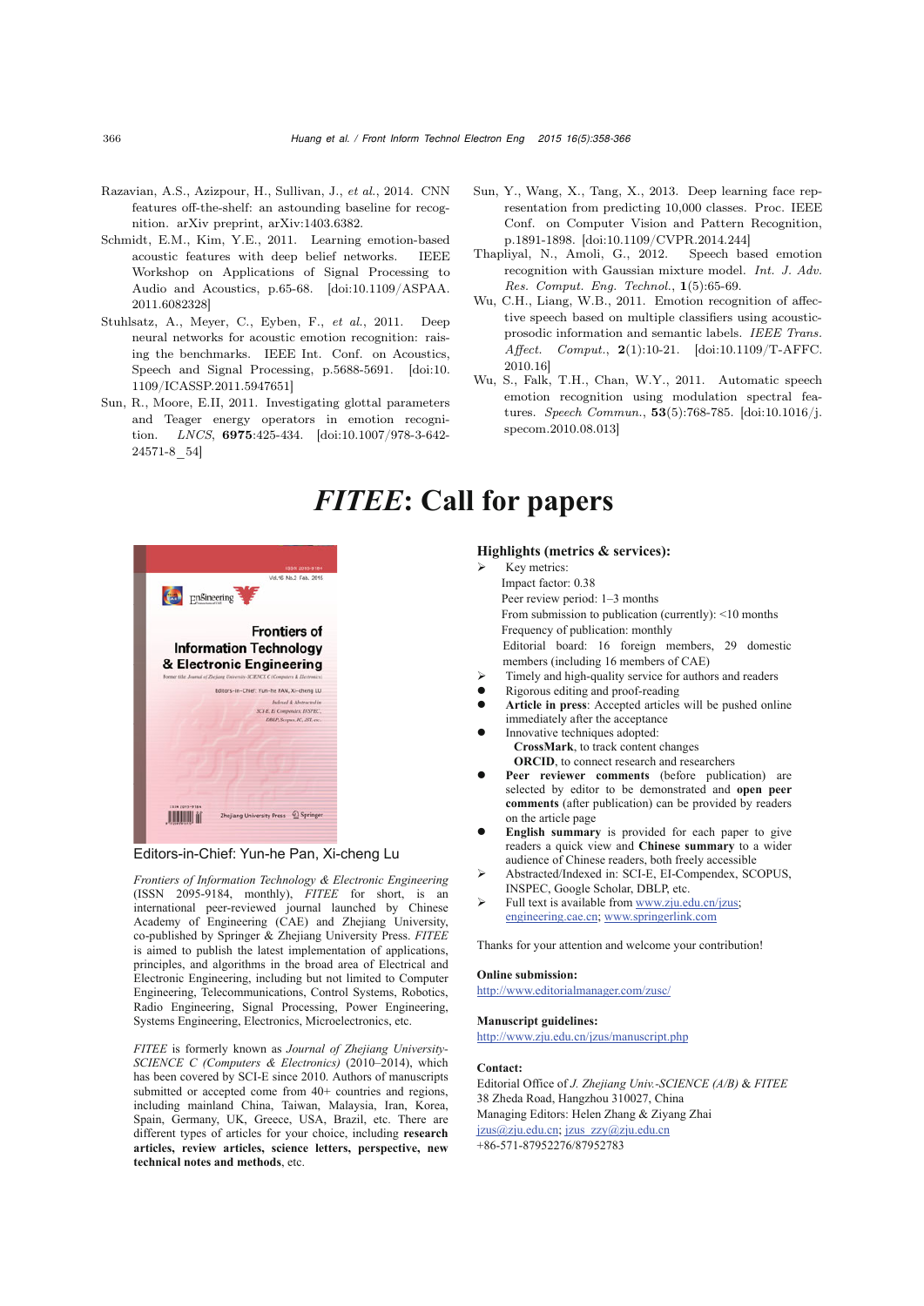Razavian, A.S., Azizpour, H., Sullivan, J., *et al.*, 2014. CNN features off-the-shelf: an astounding baseline for recognition. arXiv preprint, arXiv:1403.6382.

Schmidt, E.M., Kim, Y.E., 2011. Learning emotion-based acoustic features with deep belief networks. IEEE Workshop on Applications of Signal Processing to Audio and Acoustics, p.65-68. [doi:10.1109/ASPAA.2011.6082328]

Stuhlsatz, A., Meyer, C., Eyben, F., *et al.*, 2011. Deep neural networks for acoustic emotion recognition: raising the benchmarks. IEEE Int. Conf. on Acoustics, Speech and Signal Processing, p.5688-5691. [doi:10.1109/ICASSP.2011.5947651]

Sun, R., Moore, E.II, 2011. Investigating glottal parameters and Teager energy operators in emotion recognition. *LNCS*, **6975**:425-434. [doi:10.1007/978-3-642-24571-8_54]

Sun, Y., Wang, X., Tang, X., 2013. Deep learning face representation from predicting 10,000 classes. Proc. IEEE Conf. on Computer Vision and Pattern Recognition, p.1891-1898. [doi:10.1109/CVPR.2014.244]

Thapliyal, N., Amoli, G., 2012. Speech based emotion recognition with Gaussian mixture model. *Int. J. Adv. Res. Comput. Eng. Technol.*, **1**(5):65-69.

Wu, C.H., Liang, W.B., 2011. Emotion recognition of affective speech based on multiple classifiers using acoustic-prosodic information and semantic labels. *IEEE Trans. Affect. Comput.*, **2**(1):10-21. [doi:10.1109/T-AFFC.2010.16]

Wu, S., Falk, T.H., Chan, W.Y., 2011. Automatic speech emotion recognition using modulation spectral features. *Speech Commun.*, **53**(5):768-785. [doi:10.1016/j.specom.2010.08.013]

# *FITEE*: Call for papers

Editors-in-Chief: Yun-he Pan, Xi-cheng Lu

*Frontiers of Information Technology & Electronic Engineering* (ISSN 2095-9184, monthly), *FITEE* for short, is an international peer-reviewed journal launched by Chinese Academy of Engineering (CAE) and Zhejiang University, co-published by Springer & Zhejiang University Press. *FITEE* is aimed to publish the latest implementation of applications, principles, and algorithms in the broad area of Electrical and Electronic Engineering, including but not limited to Computer Engineering, Telecommunications, Control Systems, Robotics, Radio Engineering, Signal Processing, Power Engineering, Systems Engineering, Electronics, Microelectronics, etc.

*FITEE* is formerly known as *Journal of Zhejiang University-SCIENCE C (Computers & Electronics)* (2010–2014), which has been covered by SCI-E since 2010. Authors of manuscripts submitted or accepted come from 40+ countries and regions, including mainland China, Taiwan, Malaysia, Iran, Korea, Spain, Germany, UK, Greece, USA, Brazil, etc. There are different types of articles for your choice, including **research articles, review articles, science letters, perspective, new technical notes and methods**, etc.

**Highlights (metrics & services):**

- Key metrics:
  - Impact factor: 0.38
  - Peer review period: 1–3 months
  - From submission to publication (currently): <10 months
  - Frequency of publication: monthly
  - Editorial board: 16 foreign members, 29 domestic members (including 16 members of CAE)
- Timely and high-quality service for authors and readers
  - Rigorous editing and proof-reading
  - **Article in press**: Accepted articles will be pushed online immediately after the acceptance
  - Innovative techniques adopted:
    - **CrossMark**, to track content changes
    - **ORCID**, to connect research and researchers
  - **Peer reviewer comments** (before publication) are selected by editor to be demonstrated and **open peer comments** (after publication) can be provided by readers on the article page
  - **English summary** is provided for each paper to give readers a quick view and **Chinese summary** to a wider audience of Chinese readers, both freely accessible
- Abstracted/Indexed in: SCI-E, EI-Compendex, SCOPUS, INSPEC, Google Scholar, DBLP, etc.
- Full text is available from www.zju.edu.cn/jzus; engineering.cae.cn; www.springerlink.com

Thanks for your attention and welcome your contribution!

**Online submission:**
http://www.editorialmanager.com/zusc/

**Manuscript guidelines:**
http://www.zju.edu.cn/jzus/manuscript.php

**Contact:**
Editorial Office of *J. Zhejiang Univ.-SCIENCE (A/B)* & *FITEE*
38 Zheda Road, Hangzhou 310027, China
Managing Editors: Helen Zhang & Ziyang Zhai
jzus@zju.edu.cn; jzus_zzy@zju.edu.cn
+86-571-87952276/87952783